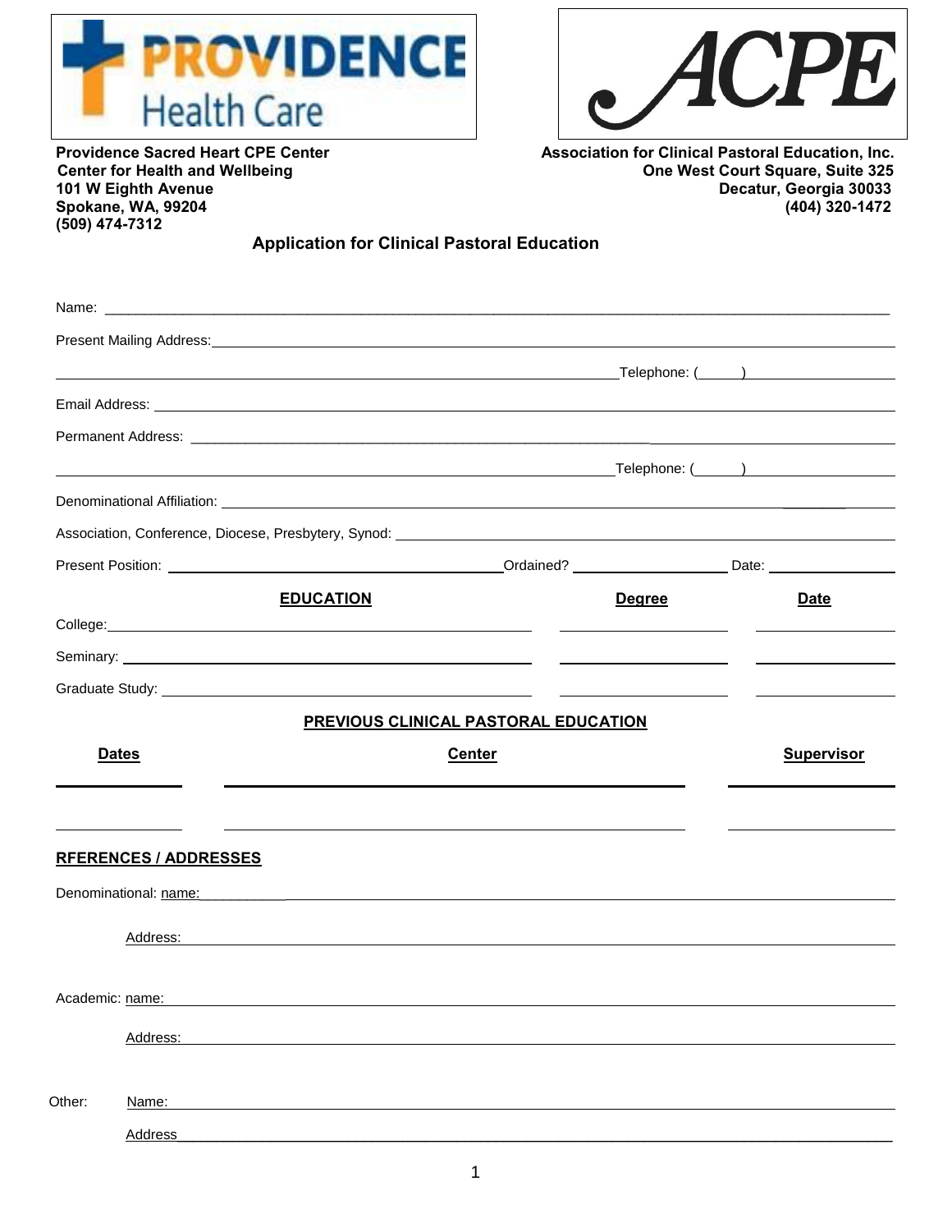**Providence Sacred Heart CPE Center**
**Center for Health and Wellbeing**
**101 W Eighth Avenue**
**Spokane, WA, 99204**
**(509) 474-7312**

**Association for Clinical Pastoral Education, Inc.**
**One West Court Square, Suite 325**
**Decatur, Georgia 30033**
**(404) 320-1472**

## Application for Clinical Pastoral Education

Name: ______________________________________________________________________________

Present Mailing Address: ______________________________________________________________

______________________________________________________ Telephone: (_____) ______________

Email Address: ________________________________________________________________________

Permanent Address: ____________________________________________________________________

______________________________________________________ Telephone: (_____) ______________

Denominational Affiliation: ____________________________________________________________

Association, Conference, Diocese, Presbytery, Synod: ____________________________________

Present Position: ______________________________ Ordained? ______________ Date: ____________

| **EDUCATION** | **Degree** | **Date** |
|---|---|---|
| College: | | |
| Seminary: | | |
| Graduate Study: | | |

**PREVIOUS CLINICAL PASTORAL EDUCATION**

| **Dates** | **Center** | **Supervisor** |
|---|---|---|
| | | |
| | | |

**RFERENCES / ADDRESSES**

Denominational: name: ___________________________________________________________________

Address: ____________________________________________________________________________

Academic: name: _______________________________________________________________________

Address: ____________________________________________________________________________

Other: Name: __________________________________________________________________________

Address _____________________________________________________________________________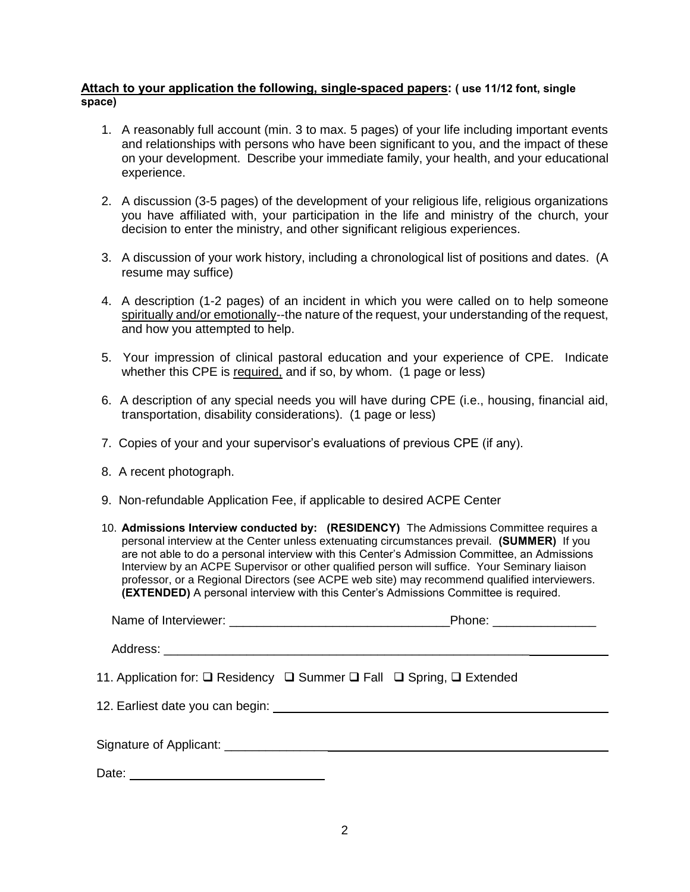**Attach to your application the following, single-spaced papers: ( use 11/12 font, single space)**

1. A reasonably full account (min. 3 to max. 5 pages) of your life including important events and relationships with persons who have been significant to you, and the impact of these on your development. Describe your immediate family, your health, and your educational experience.

2. A discussion (3-5 pages) of the development of your religious life, religious organizations you have affiliated with, your participation in the life and ministry of the church, your decision to enter the ministry, and other significant religious experiences.

3. A discussion of your work history, including a chronological list of positions and dates. (A resume may suffice)

4. A description (1-2 pages) of an incident in which you were called on to help someone spiritually and/or emotionally--the nature of the request, your understanding of the request, and how you attempted to help.

5. Your impression of clinical pastoral education and your experience of CPE. Indicate whether this CPE is required, and if so, by whom. (1 page or less)

6. A description of any special needs you will have during CPE (i.e., housing, financial aid, transportation, disability considerations). (1 page or less)

7. Copies of your and your supervisor's evaluations of previous CPE (if any).

8. A recent photograph.

9. Non-refundable Application Fee, if applicable to desired ACPE Center

10. **Admissions Interview conducted by: (RESIDENCY)** The Admissions Committee requires a personal interview at the Center unless extenuating circumstances prevail. **(SUMMER)** If you are not able to do a personal interview with this Center's Admission Committee, an Admissions Interview by an ACPE Supervisor or other qualified person will suffice. Your Seminary liaison professor, or a Regional Directors (see ACPE web site) may recommend qualified interviewers. **(EXTENDED)** A personal interview with this Center's Admissions Committee is required.

    Name of Interviewer: ________________________________ Phone: _______________

    Address: ______________________________________________________________

11. Application for: ❑ Residency ❑ Summer ❑ Fall ❑ Spring, ❑ Extended

12. Earliest date you can begin: ______________________________________________

Signature of Applicant: _____________________________________________________

Date: ____________________________